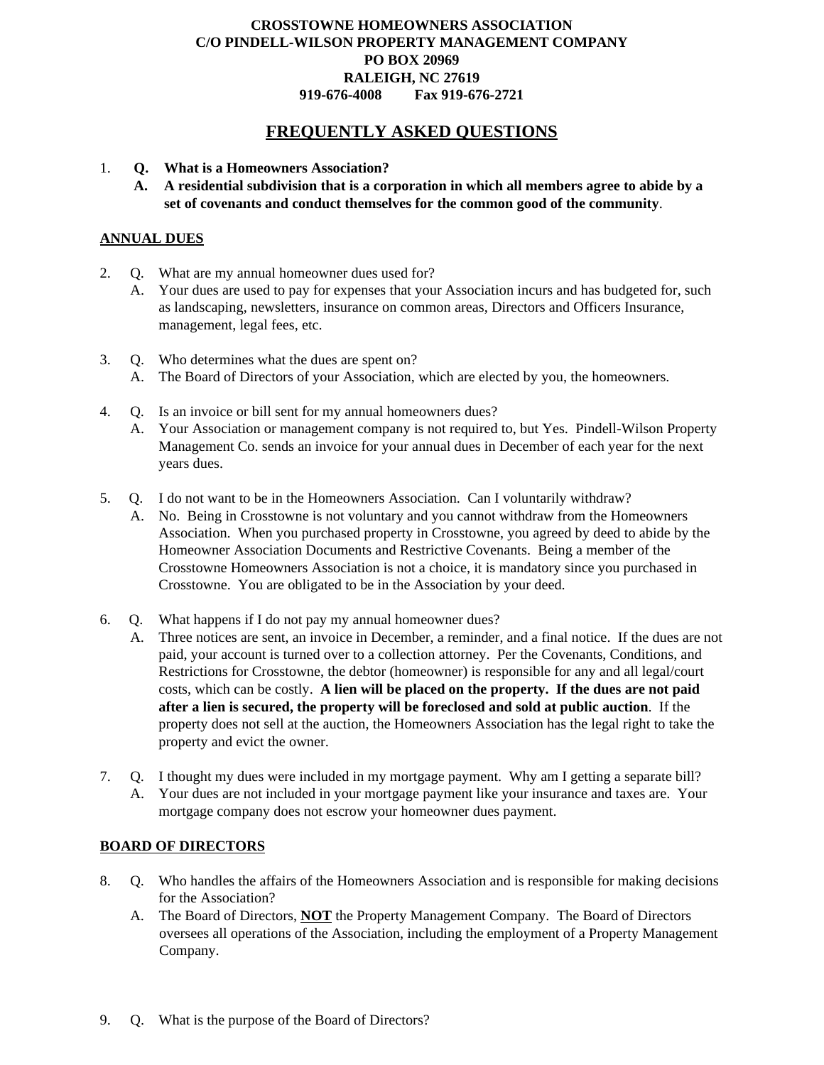**CROSSTOWNE HOMEOWNERS ASSOCIATION**
**C/O PINDELL-WILSON PROPERTY MANAGEMENT COMPANY**
**PO BOX 20969**
**RALEIGH, NC 27619**
**919-676-4008 Fax 919-676-2721**

# FREQUENTLY ASKED QUESTIONS

1. **Q. What is a Homeowners Association?**
   **A. A residential subdivision that is a corporation in which all members agree to abide by a set of covenants and conduct themselves for the common good of the community**.

## ANNUAL DUES

2. Q. What are my annual homeowner dues used for?
   A. Your dues are used to pay for expenses that your Association incurs and has budgeted for, such as landscaping, newsletters, insurance on common areas, Directors and Officers Insurance, management, legal fees, etc.

3. Q. Who determines what the dues are spent on?
   A. The Board of Directors of your Association, which are elected by you, the homeowners.

4. Q. Is an invoice or bill sent for my annual homeowners dues?
   A. Your Association or management company is not required to, but Yes. Pindell-Wilson Property Management Co. sends an invoice for your annual dues in December of each year for the next years dues.

5. Q. I do not want to be in the Homeowners Association. Can I voluntarily withdraw?
   A. No. Being in Crosstowne is not voluntary and you cannot withdraw from the Homeowners Association. When you purchased property in Crosstowne, you agreed by deed to abide by the Homeowner Association Documents and Restrictive Covenants. Being a member of the Crosstowne Homeowners Association is not a choice, it is mandatory since you purchased in Crosstowne. You are obligated to be in the Association by your deed.

6. Q. What happens if I do not pay my annual homeowner dues?
   A. Three notices are sent, an invoice in December, a reminder, and a final notice. If the dues are not paid, your account is turned over to a collection attorney. Per the Covenants, Conditions, and Restrictions for Crosstowne, the debtor (homeowner) is responsible for any and all legal/court costs, which can be costly. **A lien will be placed on the property. If the dues are not paid after a lien is secured, the property will be foreclosed and sold at public auction**. If the property does not sell at the auction, the Homeowners Association has the legal right to take the property and evict the owner.

7. Q. I thought my dues were included in my mortgage payment. Why am I getting a separate bill?
   A. Your dues are not included in your mortgage payment like your insurance and taxes are. Your mortgage company does not escrow your homeowner dues payment.

## BOARD OF DIRECTORS

8. Q. Who handles the affairs of the Homeowners Association and is responsible for making decisions for the Association?
   A. The Board of Directors, **NOT** the Property Management Company. The Board of Directors oversees all operations of the Association, including the employment of a Property Management Company.

9. Q. What is the purpose of the Board of Directors?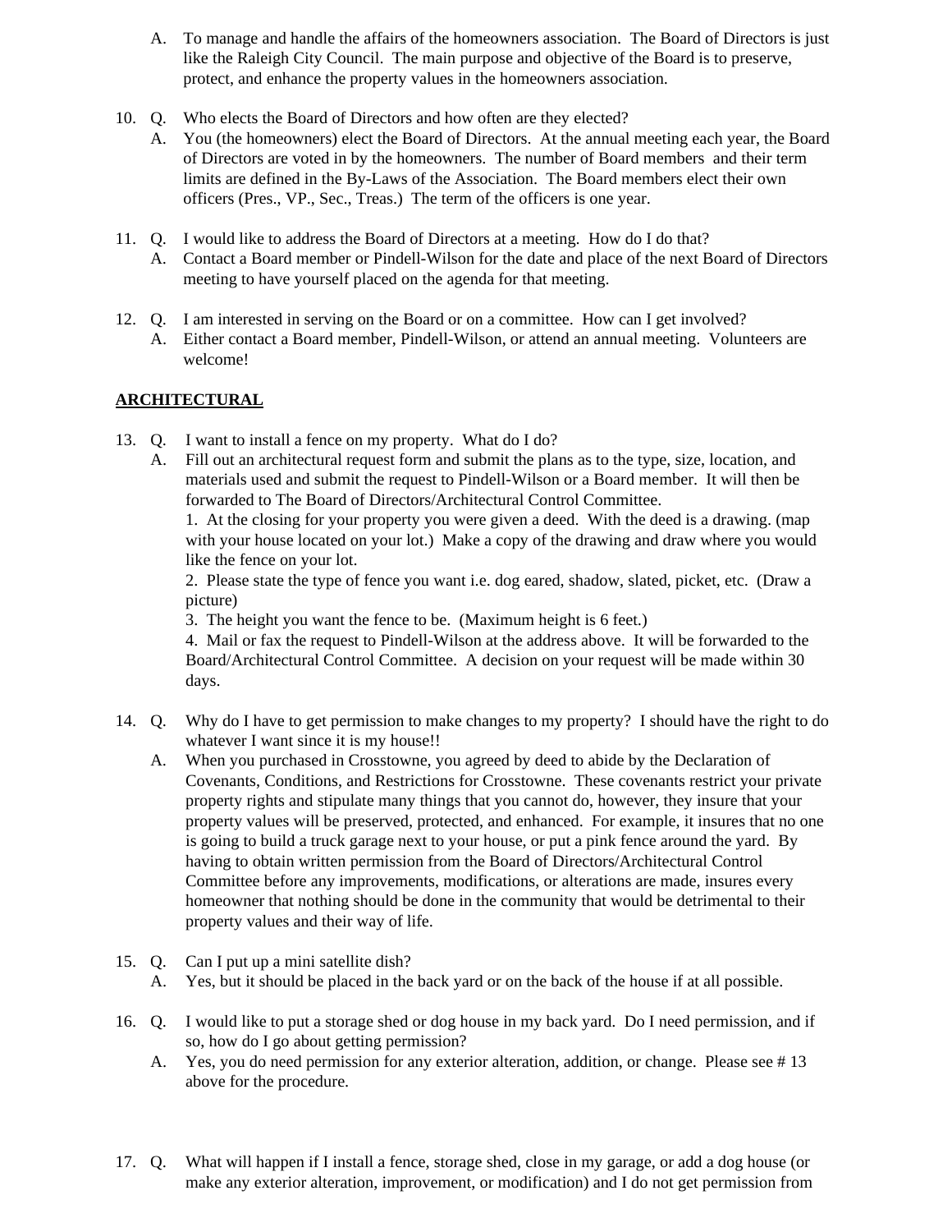A. To manage and handle the affairs of the homeowners association. The Board of Directors is just like the Raleigh City Council. The main purpose and objective of the Board is to preserve, protect, and enhance the property values in the homeowners association.

10. Q. Who elects the Board of Directors and how often are they elected?
    A. You (the homeowners) elect the Board of Directors. At the annual meeting each year, the Board of Directors are voted in by the homeowners. The number of Board members and their term limits are defined in the By-Laws of the Association. The Board members elect their own officers (Pres., VP., Sec., Treas.) The term of the officers is one year.

11. Q. I would like to address the Board of Directors at a meeting. How do I do that?
    A. Contact a Board member or Pindell-Wilson for the date and place of the next Board of Directors meeting to have yourself placed on the agenda for that meeting.

12. Q. I am interested in serving on the Board or on a committee. How can I get involved?
    A. Either contact a Board member, Pindell-Wilson, or attend an annual meeting. Volunteers are welcome!

## ARCHITECTURAL

13. Q. I want to install a fence on my property. What do I do?
    A. Fill out an architectural request form and submit the plans as to the type, size, location, and materials used and submit the request to Pindell-Wilson or a Board member. It will then be forwarded to The Board of Directors/Architectural Control Committee.
    1. At the closing for your property you were given a deed. With the deed is a drawing. (map with your house located on your lot.) Make a copy of the drawing and draw where you would like the fence on your lot.
    2. Please state the type of fence you want i.e. dog eared, shadow, slated, picket, etc. (Draw a picture)
    3. The height you want the fence to be. (Maximum height is 6 feet.)
    4. Mail or fax the request to Pindell-Wilson at the address above. It will be forwarded to the Board/Architectural Control Committee. A decision on your request will be made within 30 days.

14. Q. Why do I have to get permission to make changes to my property? I should have the right to do whatever I want since it is my house!!
    A. When you purchased in Crosstowne, you agreed by deed to abide by the Declaration of Covenants, Conditions, and Restrictions for Crosstowne. These covenants restrict your private property rights and stipulate many things that you cannot do, however, they insure that your property values will be preserved, protected, and enhanced. For example, it insures that no one is going to build a truck garage next to your house, or put a pink fence around the yard. By having to obtain written permission from the Board of Directors/Architectural Control Committee before any improvements, modifications, or alterations are made, insures every homeowner that nothing should be done in the community that would be detrimental to their property values and their way of life.

15. Q. Can I put up a mini satellite dish?
    A. Yes, but it should be placed in the back yard or on the back of the house if at all possible.

16. Q. I would like to put a storage shed or dog house in my back yard. Do I need permission, and if so, how do I go about getting permission?
    A. Yes, you do need permission for any exterior alteration, addition, or change. Please see # 13 above for the procedure.

17. Q. What will happen if I install a fence, storage shed, close in my garage, or add a dog house (or make any exterior alteration, improvement, or modification) and I do not get permission from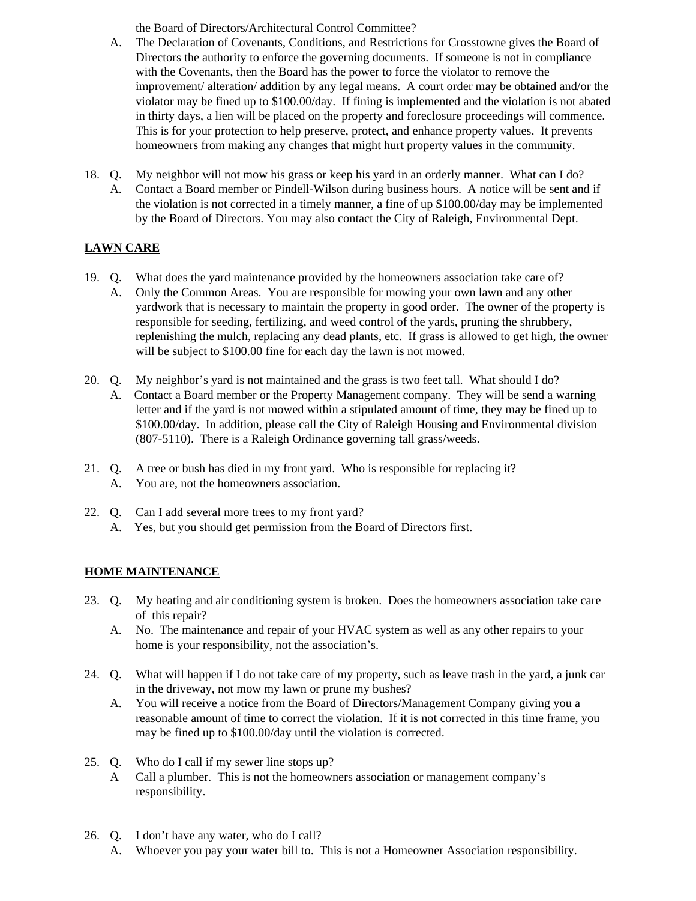the Board of Directors/Architectural Control Committee?

A. The Declaration of Covenants, Conditions, and Restrictions for Crosstowne gives the Board of Directors the authority to enforce the governing documents. If someone is not in compliance with the Covenants, then the Board has the power to force the violator to remove the improvement/ alteration/ addition by any legal means. A court order may be obtained and/or the violator may be fined up to $100.00/day. If fining is implemented and the violation is not abated in thirty days, a lien will be placed on the property and foreclosure proceedings will commence. This is for your protection to help preserve, protect, and enhance property values. It prevents homeowners from making any changes that might hurt property values in the community.

18. Q. My neighbor will not mow his grass or keep his yard in an orderly manner. What can I do?

    A. Contact a Board member or Pindell-Wilson during business hours. A notice will be sent and if the violation is not corrected in a timely manner, a fine of up $100.00/day may be implemented by the Board of Directors. You may also contact the City of Raleigh, Environmental Dept.

**LAWN CARE**

19. Q. What does the yard maintenance provided by the homeowners association take care of?

    A. Only the Common Areas. You are responsible for mowing your own lawn and any other yardwork that is necessary to maintain the property in good order. The owner of the property is responsible for seeding, fertilizing, and weed control of the yards, pruning the shrubbery, replenishing the mulch, replacing any dead plants, etc. If grass is allowed to get high, the owner will be subject to $100.00 fine for each day the lawn is not mowed.

20. Q. My neighbor's yard is not maintained and the grass is two feet tall. What should I do?

    A. Contact a Board member or the Property Management company. They will be send a warning letter and if the yard is not mowed within a stipulated amount of time, they may be fined up to $100.00/day. In addition, please call the City of Raleigh Housing and Environmental division (807-5110). There is a Raleigh Ordinance governing tall grass/weeds.

21. Q. A tree or bush has died in my front yard. Who is responsible for replacing it?

    A. You are, not the homeowners association.

22. Q. Can I add several more trees to my front yard?

    A. Yes, but you should get permission from the Board of Directors first.

**HOME MAINTENANCE**

23. Q. My heating and air conditioning system is broken. Does the homeowners association take care of this repair?

    A. No. The maintenance and repair of your HVAC system as well as any other repairs to your home is your responsibility, not the association's.

24. Q. What will happen if I do not take care of my property, such as leave trash in the yard, a junk car in the driveway, not mow my lawn or prune my bushes?

    A. You will receive a notice from the Board of Directors/Management Company giving you a reasonable amount of time to correct the violation. If it is not corrected in this time frame, you may be fined up to $100.00/day until the violation is corrected.

25. Q. Who do I call if my sewer line stops up?

    A Call a plumber. This is not the homeowners association or management company's responsibility.

26. Q. I don't have any water, who do I call?

    A. Whoever you pay your water bill to. This is not a Homeowner Association responsibility.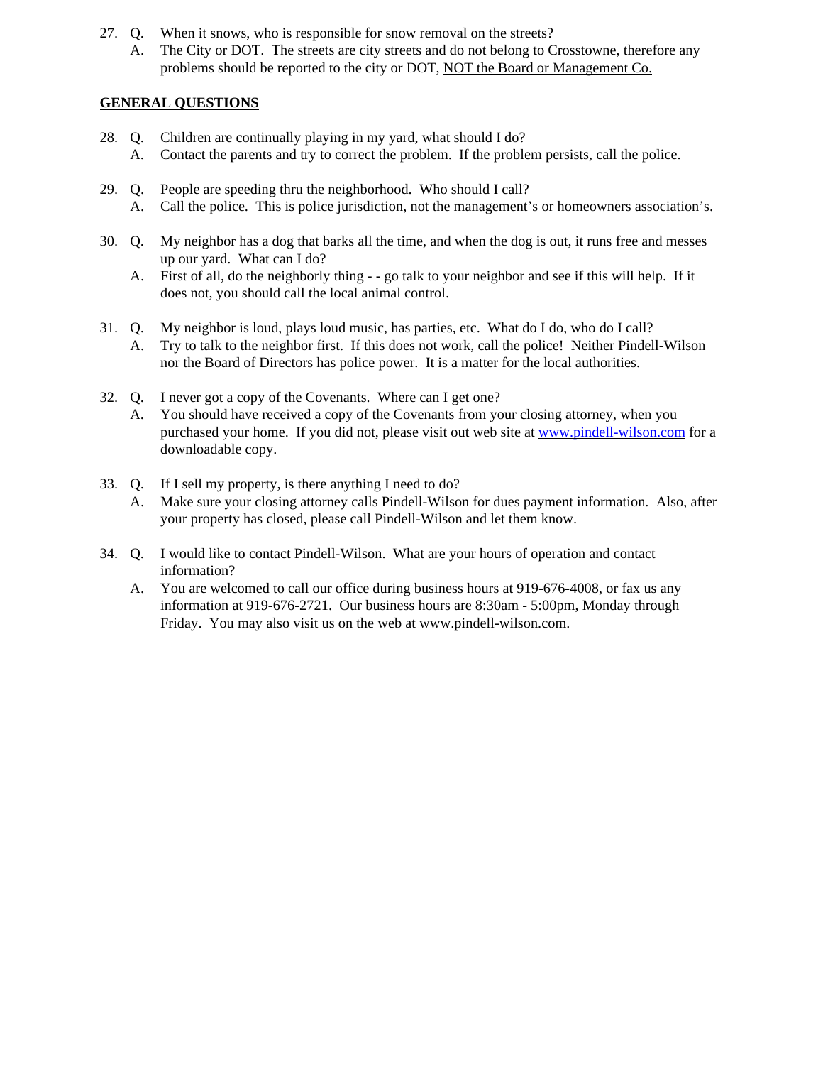27. Q. When it snows, who is responsible for snow removal on the streets?
    A. The City or DOT. The streets are city streets and do not belong to Crosstowne, therefore any problems should be reported to the city or DOT, <u>NOT the Board or Management Co.</u>

## GENERAL QUESTIONS

28. Q. Children are continually playing in my yard, what should I do?
    A. Contact the parents and try to correct the problem. If the problem persists, call the police.

29. Q. People are speeding thru the neighborhood. Who should I call?
    A. Call the police. This is police jurisdiction, not the management's or homeowners association's.

30. Q. My neighbor has a dog that barks all the time, and when the dog is out, it runs free and messes up our yard. What can I do?
    A. First of all, do the neighborly thing - - go talk to your neighbor and see if this will help. If it does not, you should call the local animal control.

31. Q. My neighbor is loud, plays loud music, has parties, etc. What do I do, who do I call?
    A. Try to talk to the neighbor first. If this does not work, call the police! Neither Pindell-Wilson nor the Board of Directors has police power. It is a matter for the local authorities.

32. Q. I never got a copy of the Covenants. Where can I get one?
    A. You should have received a copy of the Covenants from your closing attorney, when you purchased your home. If you did not, please visit out web site at www.pindell-wilson.com for a downloadable copy.

33. Q. If I sell my property, is there anything I need to do?
    A. Make sure your closing attorney calls Pindell-Wilson for dues payment information. Also, after your property has closed, please call Pindell-Wilson and let them know.

34. Q. I would like to contact Pindell-Wilson. What are your hours of operation and contact information?
    A. You are welcomed to call our office during business hours at 919-676-4008, or fax us any information at 919-676-2721. Our business hours are 8:30am - 5:00pm, Monday through Friday. You may also visit us on the web at www.pindell-wilson.com.